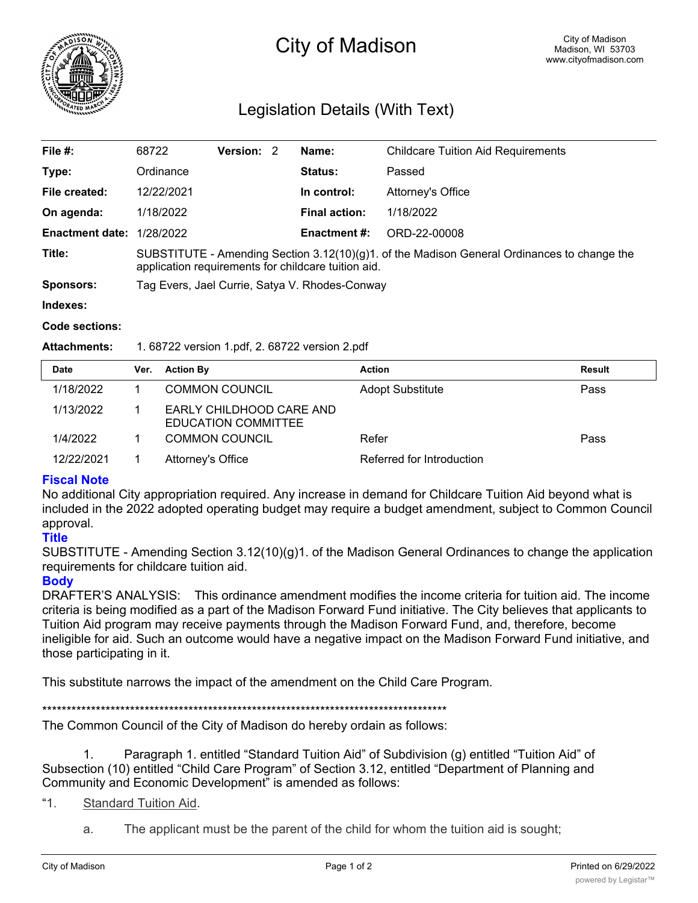# City of Madison

City of Madison
Madison, WI 53703
www.cityofmadison.com

## Legislation Details (With Text)

| | | | | | |
|---|---|---|---|---|---|
| **File #:** | 68722 | **Version:** 2 | | **Name:** | Childcare Tuition Aid Requirements |
| **Type:** | Ordinance | | | **Status:** | Passed |
| **File created:** | 12/22/2021 | | | **In control:** | Attorney's Office |
| **On agenda:** | 1/18/2022 | | | **Final action:** | 1/18/2022 |
| **Enactment date:** | 1/28/2022 | | | **Enactment #:** | ORD-22-00008 |

**Title:** SUBSTITUTE - Amending Section 3.12(10)(g)1. of the Madison General Ordinances to change the application requirements for childcare tuition aid.

**Sponsors:** Tag Evers, Jael Currie, Satya V. Rhodes-Conway

**Indexes:**

**Code sections:**

**Attachments:** 1. 68722 version 1.pdf, 2. 68722 version 2.pdf

| Date | Ver. | Action By | Action | Result |
|---|---|---|---|---|
| 1/18/2022 | 1 | COMMON COUNCIL | Adopt Substitute | Pass |
| 1/13/2022 | 1 | EARLY CHILDHOOD CARE AND EDUCATION COMMITTEE | | |
| 1/4/2022 | 1 | COMMON COUNCIL | Refer | Pass |
| 12/22/2021 | 1 | Attorney's Office | Referred for Introduction | |

### Fiscal Note

No additional City appropriation required. Any increase in demand for Childcare Tuition Aid beyond what is included in the 2022 adopted operating budget may require a budget amendment, subject to Common Council approval.

### Title

SUBSTITUTE - Amending Section 3.12(10)(g)1. of the Madison General Ordinances to change the application requirements for childcare tuition aid.

### Body

DRAFTER'S ANALYSIS: This ordinance amendment modifies the income criteria for tuition aid. The income criteria is being modified as a part of the Madison Forward Fund initiative. The City believes that applicants to Tuition Aid program may receive payments through the Madison Forward Fund, and, therefore, become ineligible for aid. Such an outcome would have a negative impact on the Madison Forward Fund initiative, and those participating in it.

This substitute narrows the impact of the amendment on the Child Care Program.

***********************************************************************************

The Common Council of the City of Madison do hereby ordain as follows:

1. Paragraph 1. entitled "Standard Tuition Aid" of Subdivision (g) entitled "Tuition Aid" of Subsection (10) entitled "Child Care Program" of Section 3.12, entitled "Department of Planning and Community and Economic Development" is amended as follows:

"1. Standard Tuition Aid.

a. The applicant must be the parent of the child for whom the tuition aid is sought;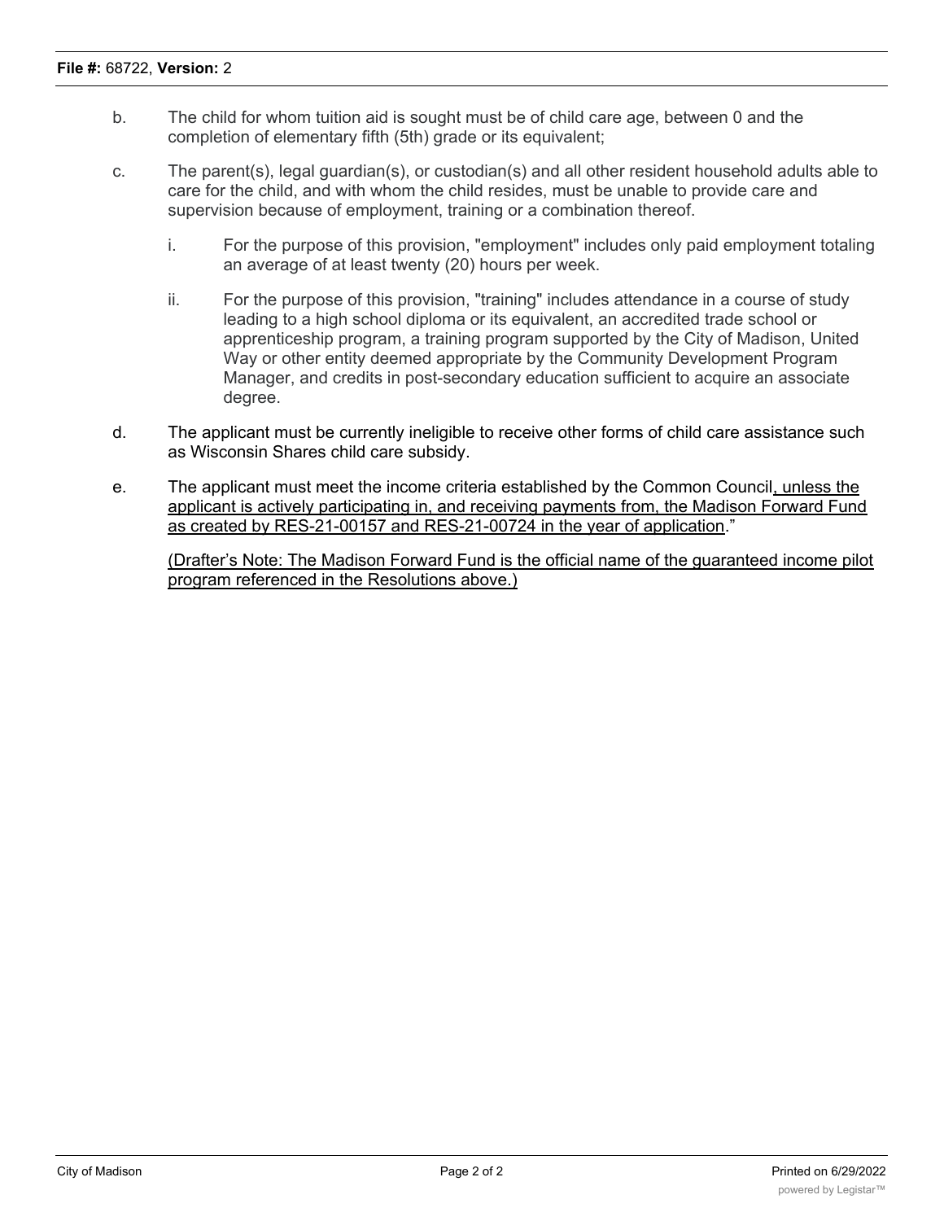b. The child for whom tuition aid is sought must be of child care age, between 0 and the completion of elementary fifth (5th) grade or its equivalent;

c. The parent(s), legal guardian(s), or custodian(s) and all other resident household adults able to care for the child, and with whom the child resides, must be unable to provide care and supervision because of employment, training or a combination thereof.

   i. For the purpose of this provision, "employment" includes only paid employment totaling an average of at least twenty (20) hours per week.

   ii. For the purpose of this provision, "training" includes attendance in a course of study leading to a high school diploma or its equivalent, an accredited trade school or apprenticeship program, a training program supported by the City of Madison, United Way or other entity deemed appropriate by the Community Development Program Manager, and credits in post-secondary education sufficient to acquire an associate degree.

d. The applicant must be currently ineligible to receive other forms of child care assistance such as Wisconsin Shares child care subsidy.

e. The applicant must meet the income criteria established by the Common Council<u>, unless the applicant is actively participating in, and receiving payments from, the Madison Forward Fund as created by RES-21-00157 and RES-21-00724 in the year of application</u>."

<u>(Drafter's Note: The Madison Forward Fund is the official name of the guaranteed income pilot program referenced in the Resolutions above.)</u>